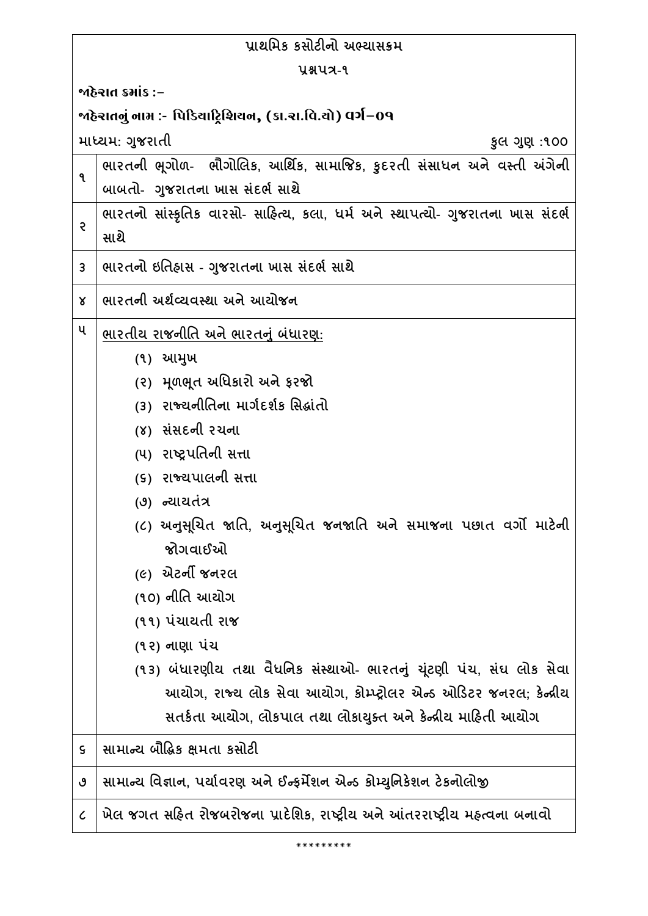# પ્રાથમિક કસોટીનો અભ્યાસક્રમ

## પ્રશ્નપત્ર-૧

**જાહેરાત ક્રમાંક :-**

**જાહેરાતનું નામ :- પિડિયાટ્રિશિયન, (કા.રા.વિ.યો) વર્ગ–૦૧**

માધ્યમ: ગુજરાતી | કુલ ગુણ :૧૦૦

| | |
|---|---|
| ૧ | ભારતની ભૂગોળ- ભૌગોલિક, આર્થિક, સામાજિક, કુદરતી સંસાધન અને વસ્તી અંગેની બાબતો- ગુજરાતના ખાસ સંદર્ભ સાથે |
| ૨ | ભારતનો સાંસ્કૃતિક વારસો- સાહિત્ય, કલા, ધર્મ અને સ્થાપત્યો- ગુજરાતના ખાસ સંદર્ભ સાથે |
| ૩ | ભારતનો ઇતિહાસ - ગુજરાતના ખાસ સંદર્ભ સાથે |
| ૪ | ભારતની અર્થવ્યવસ્થા અને આયોજન |
| ૫ | <u>ભારતીય રાજનીતિ અને ભારતનું બંધારણ:</u><br>(૧) આમુખ<br>(૨) મૂળભૂત અધિકારો અને ફરજો<br>(૩) રાજ્યનીતિના માર્ગદર્શક સિદ્ધાંતો<br>(૪) સંસદની રચના<br>(૫) રાષ્ટ્રપતિની સત્તા<br>(૬) રાજ્યપાલની સત્તા<br>(૭) ન્યાયતંત્ર<br>(૮) અનુસૂચિત જાતિ, અનુસૂચિત જનજાતિ અને સમાજના પછાત વર્ગો માટેની જોગવાઈઓ<br>(૯) એટર્ની જનરલ<br>(૧૦) નીતિ આયોગ<br>(૧૧) પંચાયતી રાજ<br>(૧૨) નાણા પંચ<br>(૧૩) બંધારણીય તથા વૈધનિક સંસ્થાઓ- ભારતનું ચૂંટણી પંચ, સંઘ લોક સેવા આયોગ, રાજ્ય લોક સેવા આયોગ, કોમ્પ્ટ્રોલર એન્ડ ઓડિટર જનરલ; કેન્દ્રીય સતર્કતા આયોગ, લોકપાલ તથા લોકાયુક્ત અને કેન્દ્રીય માહિતી આયોગ |
| ૬ | સામાન્ય બૌદ્ધિક ક્ષમતા કસોટી |
| ૭ | સામાન્ય વિજ્ઞાન, પર્યાવરણ અને ઈન્ફર્મેશન એન્ડ કોમ્યુનિકેશન ટેકનોલોજી |
| ૮ | ખેલ જગત સહિત રોજબરોજના પ્રાદેશિક, રાષ્ટ્રીય અને આંતરરાષ્ટ્રીય મહત્વના બનાવો |

*********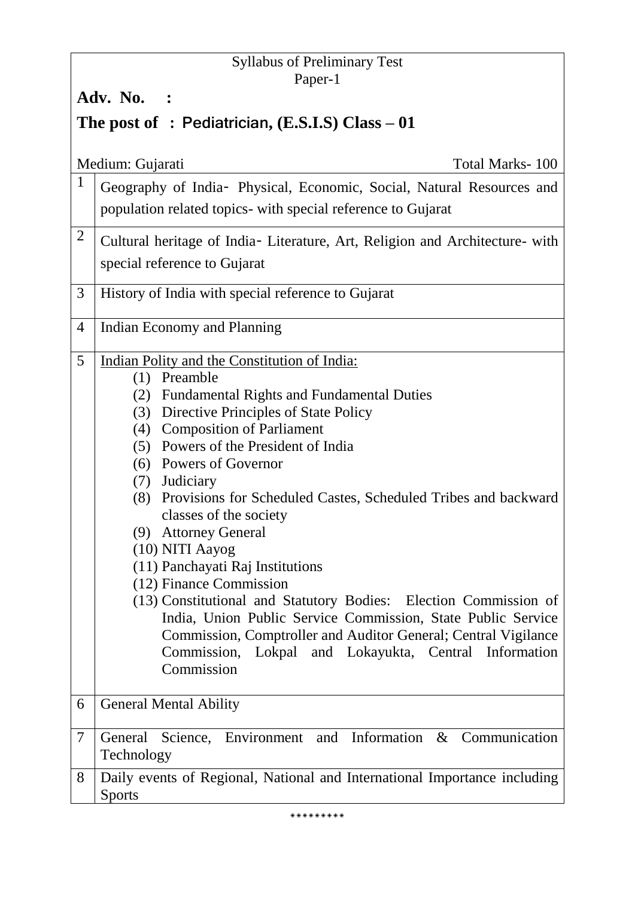Syllabus of Preliminary Test

Paper-1

**Adv. No. :**

**The post of : Pediatrician, (E.S.I.S) Class – 01**

Medium: Gujarati

Total Marks- 100

| | |
|---|---|
| 1 | Geography of India- Physical, Economic, Social, Natural Resources and population related topics- with special reference to Gujarat |
| 2 | Cultural heritage of India- Literature, Art, Religion and Architecture- with special reference to Gujarat |
| 3 | History of India with special reference to Gujarat |
| 4 | Indian Economy and Planning |
| 5 | Indian Polity and the Constitution of India:<br>(1) Preamble<br>(2) Fundamental Rights and Fundamental Duties<br>(3) Directive Principles of State Policy<br>(4) Composition of Parliament<br>(5) Powers of the President of India<br>(6) Powers of Governor<br>(7) Judiciary<br>(8) Provisions for Scheduled Castes, Scheduled Tribes and backward classes of the society<br>(9) Attorney General<br>(10) NITI Aayog<br>(11) Panchayati Raj Institutions<br>(12) Finance Commission<br>(13) Constitutional and Statutory Bodies: Election Commission of India, Union Public Service Commission, State Public Service Commission, Comptroller and Auditor General; Central Vigilance Commission, Lokpal and Lokayukta, Central Information Commission |
| 6 | General Mental Ability |
| 7 | General Science, Environment and Information & Communication Technology |
| 8 | Daily events of Regional, National and International Importance including Sports |

*********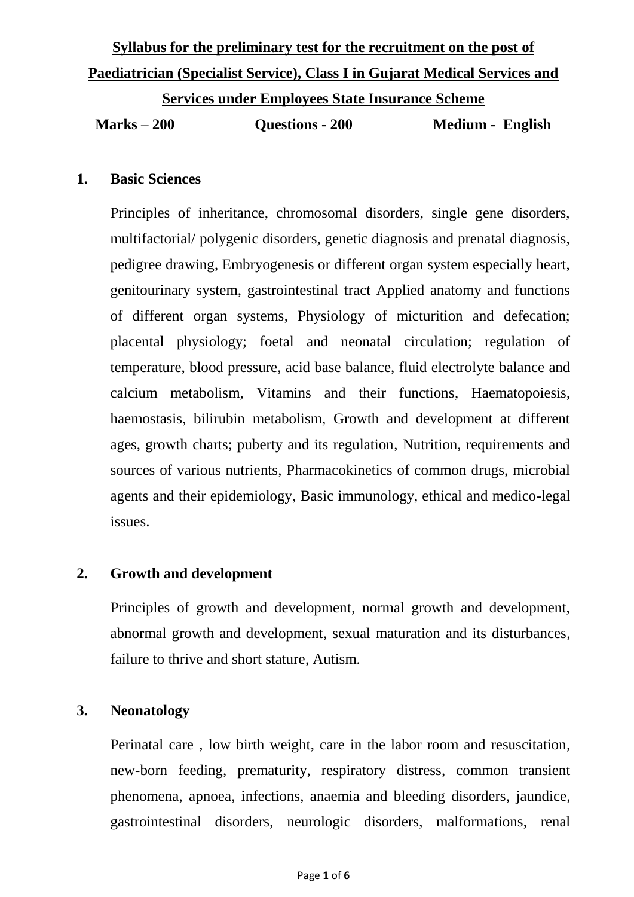**Syllabus for the preliminary test for the recruitment on the post of Paediatrician (Specialist Service), Class I in Gujarat Medical Services and Services under Employees State Insurance Scheme**

**Marks – 200** **Questions - 200** **Medium - English**

## 1. Basic Sciences

Principles of inheritance, chromosomal disorders, single gene disorders, multifactorial/ polygenic disorders, genetic diagnosis and prenatal diagnosis, pedigree drawing, Embryogenesis or different organ system especially heart, genitourinary system, gastrointestinal tract Applied anatomy and functions of different organ systems, Physiology of micturition and defecation; placental physiology; foetal and neonatal circulation; regulation of temperature, blood pressure, acid base balance, fluid electrolyte balance and calcium metabolism, Vitamins and their functions, Haematopoiesis, haemostasis, bilirubin metabolism, Growth and development at different ages, growth charts; puberty and its regulation, Nutrition, requirements and sources of various nutrients, Pharmacokinetics of common drugs, microbial agents and their epidemiology, Basic immunology, ethical and medico-legal issues.

## 2. Growth and development

Principles of growth and development, normal growth and development, abnormal growth and development, sexual maturation and its disturbances, failure to thrive and short stature, Autism.

## 3. Neonatology

Perinatal care , low birth weight, care in the labor room and resuscitation, new-born feeding, prematurity, respiratory distress, common transient phenomena, apnoea, infections, anaemia and bleeding disorders, jaundice, gastrointestinal disorders, neurologic disorders, malformations, renal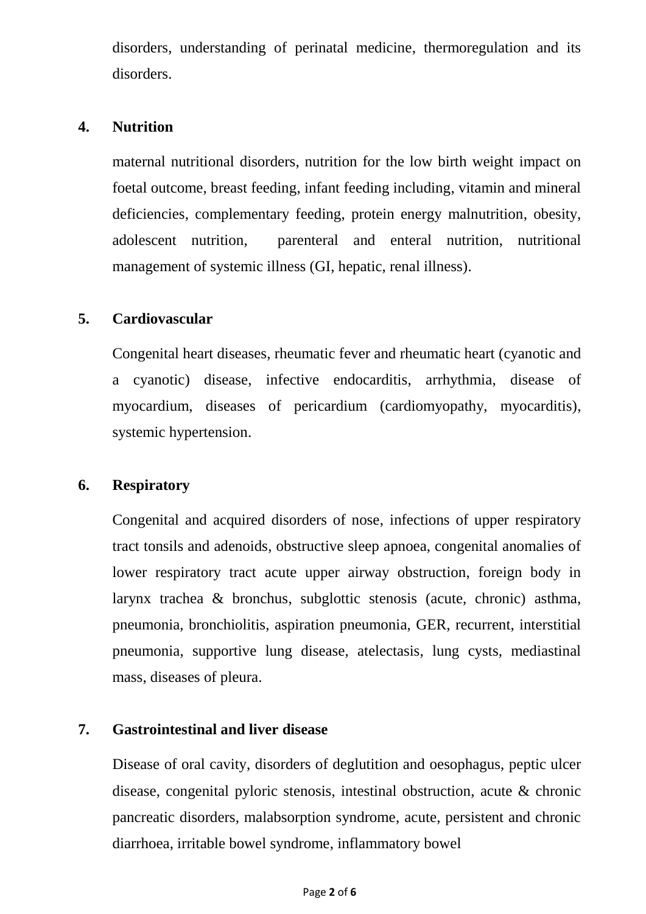disorders, understanding of perinatal medicine, thermoregulation and its disorders.

4. **Nutrition**

   maternal nutritional disorders, nutrition for the low birth weight impact on foetal outcome, breast feeding, infant feeding including, vitamin and mineral deficiencies, complementary feeding, protein energy malnutrition, obesity, adolescent nutrition, parenteral and enteral nutrition, nutritional management of systemic illness (GI, hepatic, renal illness).

5. **Cardiovascular**

   Congenital heart diseases, rheumatic fever and rheumatic heart (cyanotic and a cyanotic) disease, infective endocarditis, arrhythmia, disease of myocardium, diseases of pericardium (cardiomyopathy, myocarditis), systemic hypertension.

6. **Respiratory**

   Congenital and acquired disorders of nose, infections of upper respiratory tract tonsils and adenoids, obstructive sleep apnoea, congenital anomalies of lower respiratory tract acute upper airway obstruction, foreign body in larynx trachea & bronchus, subglottic stenosis (acute, chronic) asthma, pneumonia, bronchiolitis, aspiration pneumonia, GER, recurrent, interstitial pneumonia, supportive lung disease, atelectasis, lung cysts, mediastinal mass, diseases of pleura.

7. **Gastrointestinal and liver disease**

   Disease of oral cavity, disorders of deglutition and oesophagus, peptic ulcer disease, congenital pyloric stenosis, intestinal obstruction, acute & chronic pancreatic disorders, malabsorption syndrome, acute, persistent and chronic diarrhoea, irritable bowel syndrome, inflammatory bowel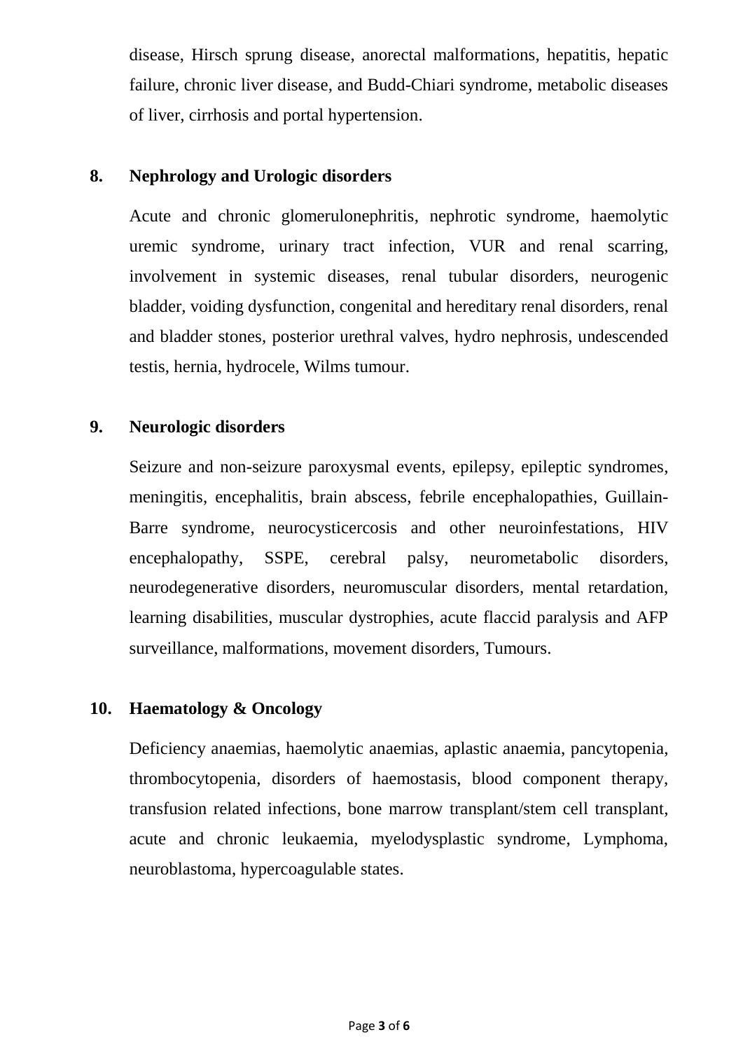disease, Hirsch sprung disease, anorectal malformations, hepatitis, hepatic failure, chronic liver disease, and Budd-Chiari syndrome, metabolic diseases of liver, cirrhosis and portal hypertension.

**8. Nephrology and Urologic disorders**

Acute and chronic glomerulonephritis, nephrotic syndrome, haemolytic uremic syndrome, urinary tract infection, VUR and renal scarring, involvement in systemic diseases, renal tubular disorders, neurogenic bladder, voiding dysfunction, congenital and hereditary renal disorders, renal and bladder stones, posterior urethral valves, hydro nephrosis, undescended testis, hernia, hydrocele, Wilms tumour.

**9. Neurologic disorders**

Seizure and non-seizure paroxysmal events, epilepsy, epileptic syndromes, meningitis, encephalitis, brain abscess, febrile encephalopathies, Guillain-Barre syndrome, neurocysticercosis and other neuroinfestations, HIV encephalopathy, SSPE, cerebral palsy, neurometabolic disorders, neurodegenerative disorders, neuromuscular disorders, mental retardation, learning disabilities, muscular dystrophies, acute flaccid paralysis and AFP surveillance, malformations, movement disorders, Tumours.

**10. Haematology & Oncology**

Deficiency anaemias, haemolytic anaemias, aplastic anaemia, pancytopenia, thrombocytopenia, disorders of haemostasis, blood component therapy, transfusion related infections, bone marrow transplant/stem cell transplant, acute and chronic leukaemia, myelodysplastic syndrome, Lymphoma, neuroblastoma, hypercoagulable states.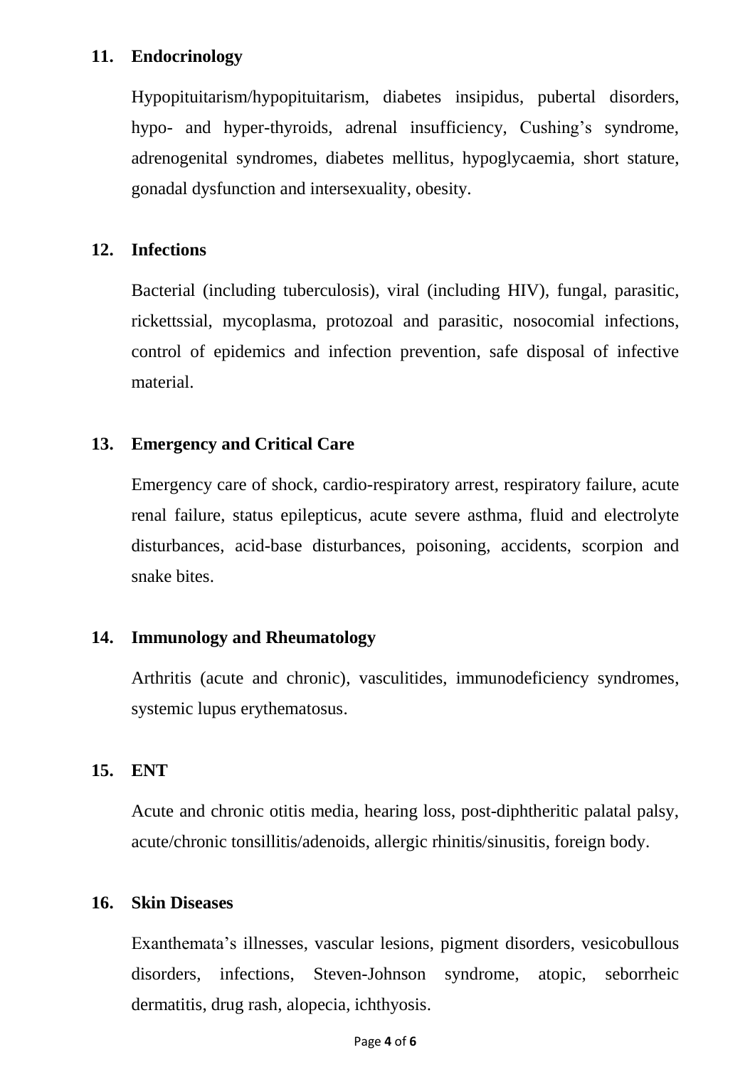## 11. Endocrinology

Hypopituitarism/hypopituitarism, diabetes insipidus, pubertal disorders, hypo- and hyper-thyroids, adrenal insufficiency, Cushing's syndrome, adrenogenital syndromes, diabetes mellitus, hypoglycaemia, short stature, gonadal dysfunction and intersexuality, obesity.

## 12. Infections

Bacterial (including tuberculosis), viral (including HIV), fungal, parasitic, rickettssial, mycoplasma, protozoal and parasitic, nosocomial infections, control of epidemics and infection prevention, safe disposal of infective material.

## 13. Emergency and Critical Care

Emergency care of shock, cardio-respiratory arrest, respiratory failure, acute renal failure, status epilepticus, acute severe asthma, fluid and electrolyte disturbances, acid-base disturbances, poisoning, accidents, scorpion and snake bites.

## 14. Immunology and Rheumatology

Arthritis (acute and chronic), vasculitides, immunodeficiency syndromes, systemic lupus erythematosus.

## 15. ENT

Acute and chronic otitis media, hearing loss, post-diphtheritic palatal palsy, acute/chronic tonsillitis/adenoids, allergic rhinitis/sinusitis, foreign body.

## 16. Skin Diseases

Exanthemata's illnesses, vascular lesions, pigment disorders, vesicobullous disorders, infections, Steven-Johnson syndrome, atopic, seborrheic dermatitis, drug rash, alopecia, ichthyosis.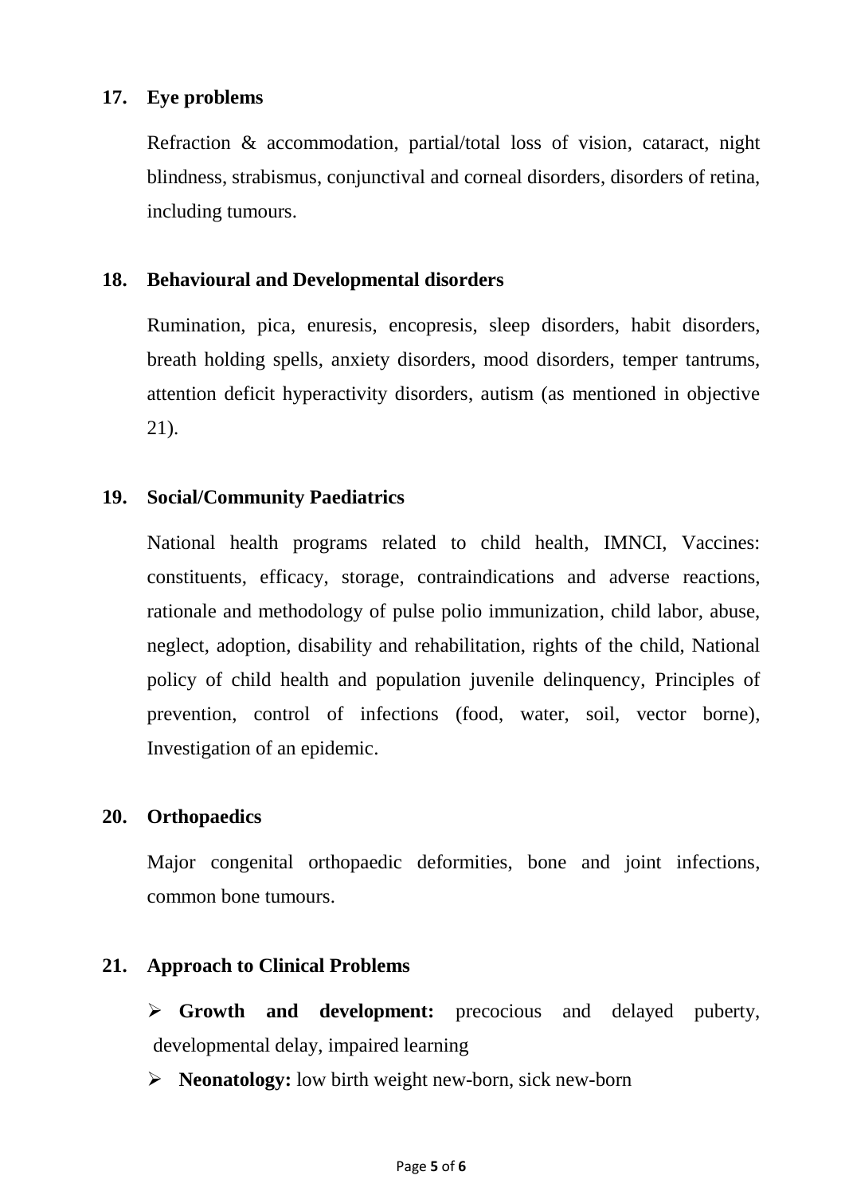**17. Eye problems**

Refraction & accommodation, partial/total loss of vision, cataract, night blindness, strabismus, conjunctival and corneal disorders, disorders of retina, including tumours.

**18. Behavioural and Developmental disorders**

Rumination, pica, enuresis, encopresis, sleep disorders, habit disorders, breath holding spells, anxiety disorders, mood disorders, temper tantrums, attention deficit hyperactivity disorders, autism (as mentioned in objective 21).

**19. Social/Community Paediatrics**

National health programs related to child health, IMNCI, Vaccines: constituents, efficacy, storage, contraindications and adverse reactions, rationale and methodology of pulse polio immunization, child labor, abuse, neglect, adoption, disability and rehabilitation, rights of the child, National policy of child health and population juvenile delinquency, Principles of prevention, control of infections (food, water, soil, vector borne), Investigation of an epidemic.

**20. Orthopaedics**

Major congenital orthopaedic deformities, bone and joint infections, common bone tumours.

**21. Approach to Clinical Problems**

- **Growth and development:** precocious and delayed puberty, developmental delay, impaired learning
- **Neonatology:** low birth weight new-born, sick new-born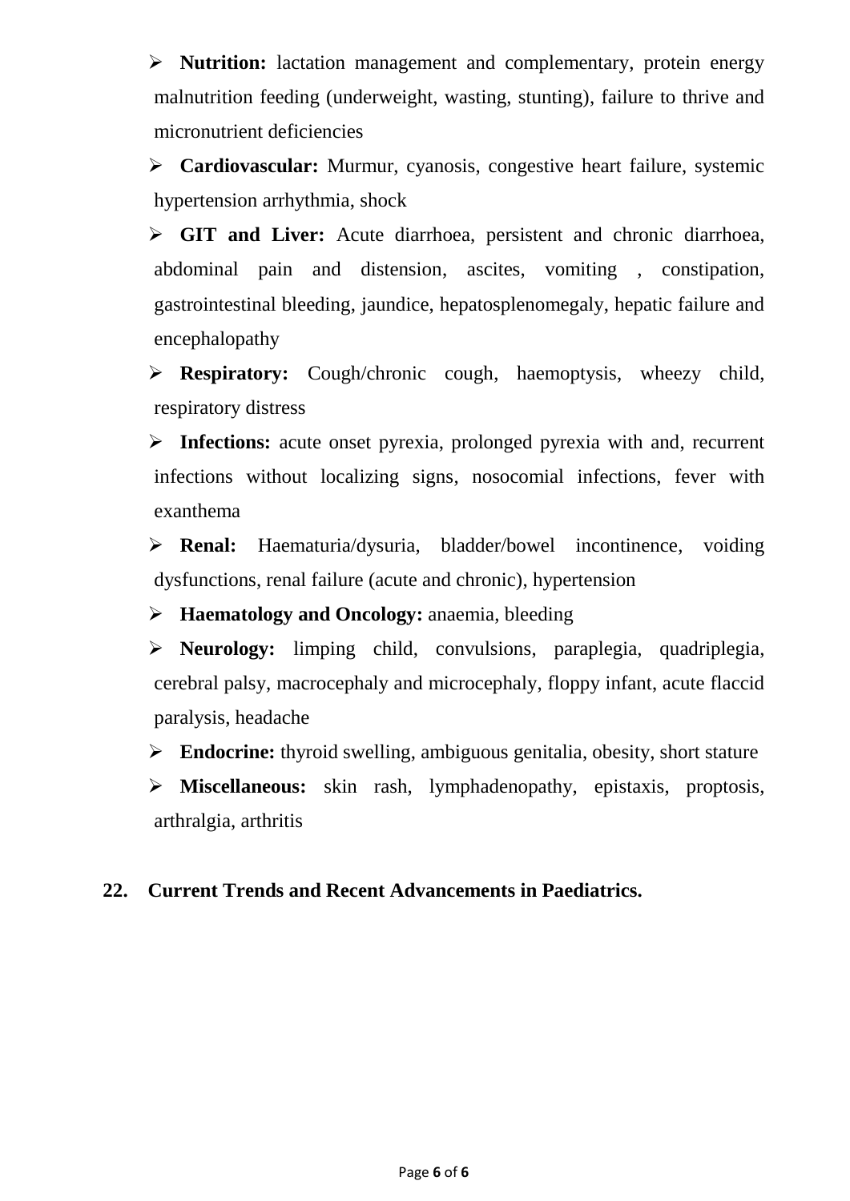- **Nutrition:** lactation management and complementary, protein energy malnutrition feeding (underweight, wasting, stunting), failure to thrive and micronutrient deficiencies
- **Cardiovascular:** Murmur, cyanosis, congestive heart failure, systemic hypertension arrhythmia, shock
- **GIT and Liver:** Acute diarrhoea, persistent and chronic diarrhoea, abdominal pain and distension, ascites, vomiting , constipation, gastrointestinal bleeding, jaundice, hepatosplenomegaly, hepatic failure and encephalopathy
- **Respiratory:** Cough/chronic cough, haemoptysis, wheezy child, respiratory distress
- **Infections:** acute onset pyrexia, prolonged pyrexia with and, recurrent infections without localizing signs, nosocomial infections, fever with exanthema
- **Renal:** Haematuria/dysuria, bladder/bowel incontinence, voiding dysfunctions, renal failure (acute and chronic), hypertension
- **Haematology and Oncology:** anaemia, bleeding
- **Neurology:** limping child, convulsions, paraplegia, quadriplegia, cerebral palsy, macrocephaly and microcephaly, floppy infant, acute flaccid paralysis, headache
- **Endocrine:** thyroid swelling, ambiguous genitalia, obesity, short stature
- **Miscellaneous:** skin rash, lymphadenopathy, epistaxis, proptosis, arthralgia, arthritis

## 22. Current Trends and Recent Advancements in Paediatrics.